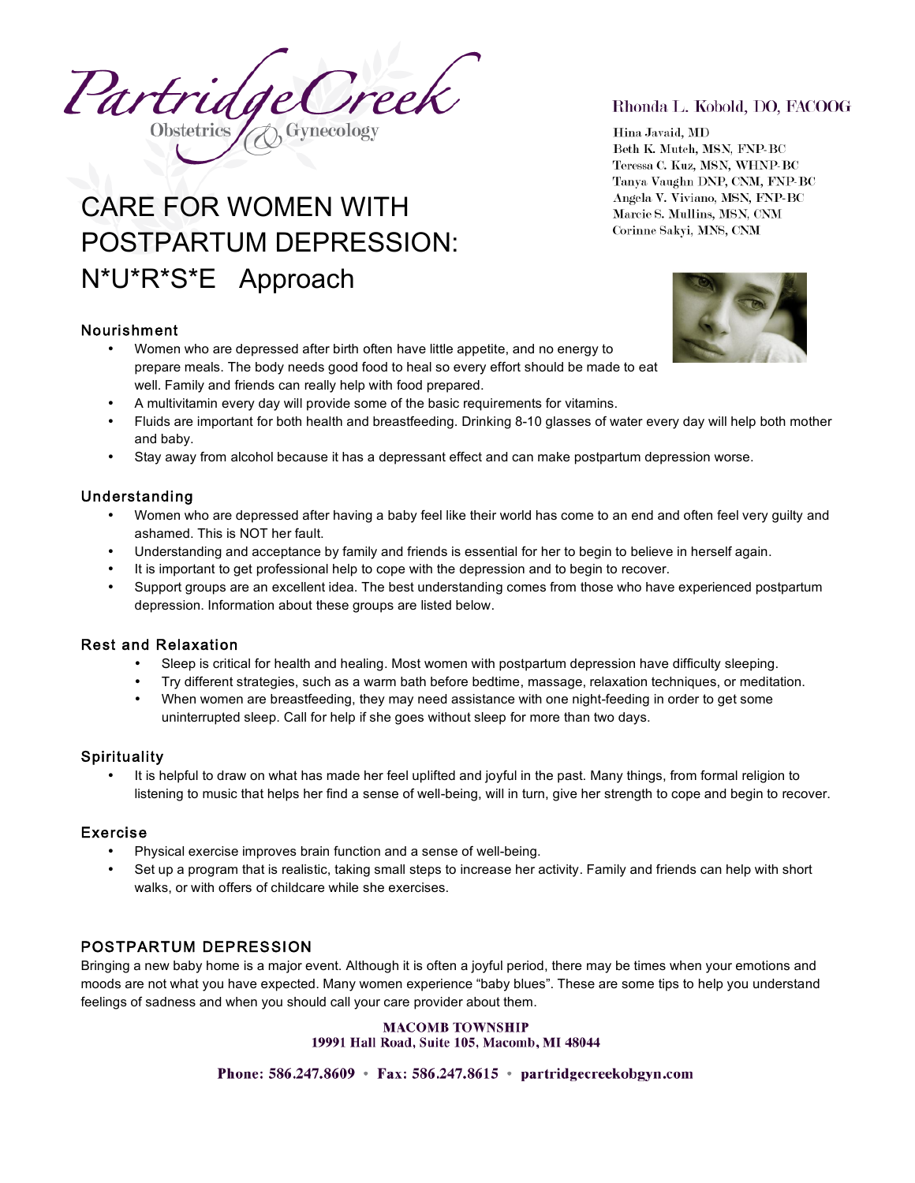# PartridgeCreek Obstetrics & Gynecology

**Rhonda L. Kobold, DO, FACOOG**

Hina Javaid, MD
Beth K. Mutch, MSN, FNP-BC
Teressa C. Kuz, MSN, WHNP-BC
Tanya Vaughn DNP, CNM, FNP-BC
Angela V. Viviano, MSN, FNP-BC
Marcie S. Mullins, MSN, CNM
Corinne Sakyi, MNS, CNM

# CARE FOR WOMEN WITH POSTPARTUM DEPRESSION: N*U*R*S*E Approach

## Nourishment

- Women who are depressed after birth often have little appetite, and no energy to prepare meals. The body needs good food to heal so every effort should be made to eat well. Family and friends can really help with food prepared.
- A multivitamin every day will provide some of the basic requirements for vitamins.
- Fluids are important for both health and breastfeeding. Drinking 8-10 glasses of water every day will help both mother and baby.
- Stay away from alcohol because it has a depressant effect and can make postpartum depression worse.

## Understanding

- Women who are depressed after having a baby feel like their world has come to an end and often feel very guilty and ashamed. This is NOT her fault.
- Understanding and acceptance by family and friends is essential for her to begin to believe in herself again.
- It is important to get professional help to cope with the depression and to begin to recover.
- Support groups are an excellent idea. The best understanding comes from those who have experienced postpartum depression. Information about these groups are listed below.

## Rest and Relaxation

- Sleep is critical for health and healing. Most women with postpartum depression have difficulty sleeping.
- Try different strategies, such as a warm bath before bedtime, massage, relaxation techniques, or meditation.
- When women are breastfeeding, they may need assistance with one night-feeding in order to get some uninterrupted sleep. Call for help if she goes without sleep for more than two days.

## Spirituality

- It is helpful to draw on what has made her feel uplifted and joyful in the past. Many things, from formal religion to listening to music that helps her find a sense of well-being, will in turn, give her strength to cope and begin to recover.

## Exercise

- Physical exercise improves brain function and a sense of well-being.
- Set up a program that is realistic, taking small steps to increase her activity. Family and friends can help with short walks, or with offers of childcare while she exercises.

## POSTPARTUM DEPRESSION

Bringing a new baby home is a major event. Although it is often a joyful period, there may be times when your emotions and moods are not what you have expected. Many women experience "baby blues". These are some tips to help you understand feelings of sadness and when you should call your care provider about them.

**MACOMB TOWNSHIP**
**19991 Hall Road, Suite 105, Macomb, MI 48044**

**Phone: 586.247.8609 • Fax: 586.247.8615 • partridgecreekobgyn.com**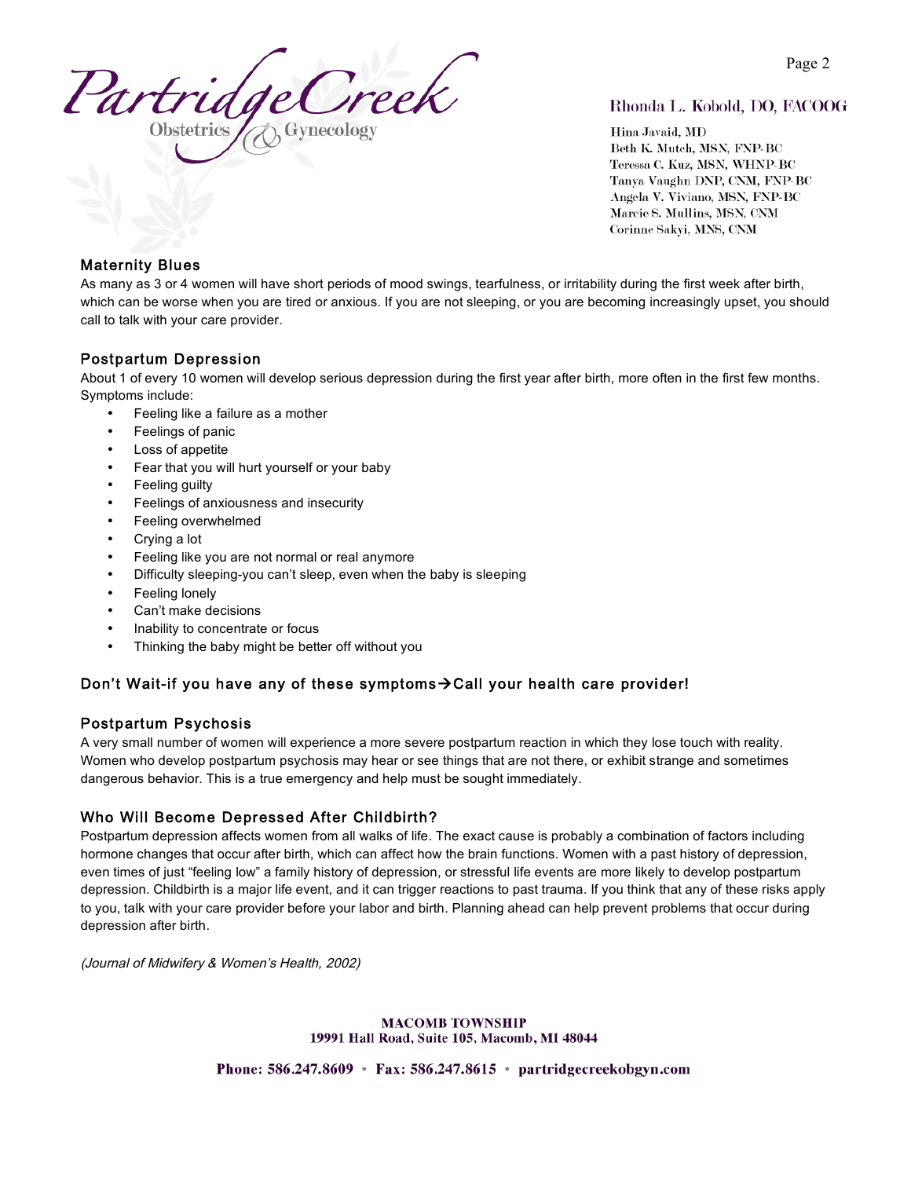Rhonda L. Kobold, DO, FACOOG

Hina Javaid, MD
Beth K. Mutch, MSN, FNP-BC
Teressa C. Kuz, MSN, WHNP-BC
Tanya Vaughn DNP, CNM, FNP-BC
Angela V. Viviano, MSN, FNP-BC
Marcie S. Mullins, MSN, CNM
Corinne Sakyi, MNS, CNM

## Maternity Blues

As many as 3 or 4 women will have short periods of mood swings, tearfulness, or irritability during the first week after birth, which can be worse when you are tired or anxious. If you are not sleeping, or you are becoming increasingly upset, you should call to talk with your care provider.

## Postpartum Depression

About 1 of every 10 women will develop serious depression during the first year after birth, more often in the first few months. Symptoms include:

- Feeling like a failure as a mother
- Feelings of panic
- Loss of appetite
- Fear that you will hurt yourself or your baby
- Feeling guilty
- Feelings of anxiousness and insecurity
- Feeling overwhelmed
- Crying a lot
- Feeling like you are not normal or real anymore
- Difficulty sleeping-you can't sleep, even when the baby is sleeping
- Feeling lonely
- Can't make decisions
- Inability to concentrate or focus
- Thinking the baby might be better off without you

**Don't Wait-if you have any of these symptoms→Call your health care provider!**

## Postpartum Psychosis

A very small number of women will experience a more severe postpartum reaction in which they lose touch with reality. Women who develop postpartum psychosis may hear or see things that are not there, or exhibit strange and sometimes dangerous behavior. This is a true emergency and help must be sought immediately.

## Who Will Become Depressed After Childbirth?

Postpartum depression affects women from all walks of life. The exact cause is probably a combination of factors including hormone changes that occur after birth, which can affect how the brain functions. Women with a past history of depression, even times of just "feeling low" a family history of depression, or stressful life events are more likely to develop postpartum depression. Childbirth is a major life event, and it can trigger reactions to past trauma. If you think that any of these risks apply to you, talk with your care provider before your labor and birth. Planning ahead can help prevent problems that occur during depression after birth.

*(Journal of Midwifery & Women's Health, 2002)*

**MACOMB TOWNSHIP**
**19991 Hall Road, Suite 105, Macomb, MI 48044**

**Phone: 586.247.8609 • Fax: 586.247.8615 • partridgecreekobgyn.com**